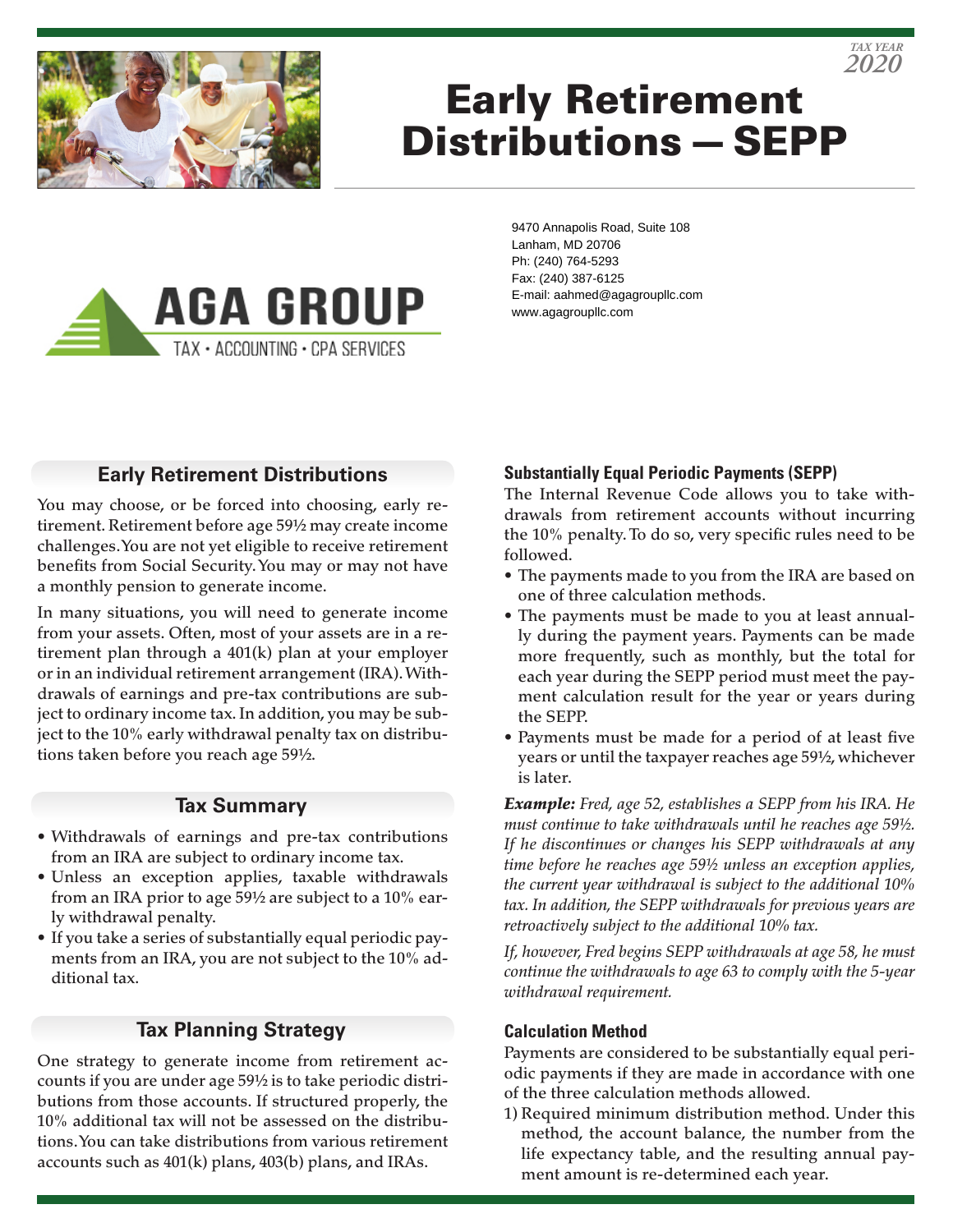TAX YEAR
2020

# Early Retirement Distributions — SEPP

AGA GROUP
TAX • ACCOUNTING • CPA SERVICES

9470 Annapolis Road, Suite 108
Lanham, MD 20706
Ph: (240) 764-5293
Fax: (240) 387-6125
E-mail: aahmed@agagroupllc.com
www.agagroupllc.com

## Early Retirement Distributions

You may choose, or be forced into choosing, early retirement. Retirement before age 59½ may create income challenges. You are not yet eligible to receive retirement benefits from Social Security. You may or may not have a monthly pension to generate income.

In many situations, you will need to generate income from your assets. Often, most of your assets are in a retirement plan through a 401(k) plan at your employer or in an individual retirement arrangement (IRA). Withdrawals of earnings and pre-tax contributions are subject to ordinary income tax. In addition, you may be subject to the 10% early withdrawal penalty tax on distributions taken before you reach age 59½.

## Tax Summary

- Withdrawals of earnings and pre-tax contributions from an IRA are subject to ordinary income tax.
- Unless an exception applies, taxable withdrawals from an IRA prior to age 59½ are subject to a 10% early withdrawal penalty.
- If you take a series of substantially equal periodic payments from an IRA, you are not subject to the 10% additional tax.

## Tax Planning Strategy

One strategy to generate income from retirement accounts if you are under age 59½ is to take periodic distributions from those accounts. If structured properly, the 10% additional tax will not be assessed on the distributions. You can take distributions from various retirement accounts such as 401(k) plans, 403(b) plans, and IRAs.

### Substantially Equal Periodic Payments (SEPP)

The Internal Revenue Code allows you to take withdrawals from retirement accounts without incurring the 10% penalty. To do so, very specific rules need to be followed.

- The payments made to you from the IRA are based on one of three calculation methods.
- The payments must be made to you at least annually during the payment years. Payments can be made more frequently, such as monthly, but the total for each year during the SEPP period must meet the payment calculation result for the year or years during the SEPP.
- Payments must be made for a period of at least five years or until the taxpayer reaches age 59½, whichever is later.

***Example:*** *Fred, age 52, establishes a SEPP from his IRA. He must continue to take withdrawals until he reaches age 59½. If he discontinues or changes his SEPP withdrawals at any time before he reaches age 59½ unless an exception applies, the current year withdrawal is subject to the additional 10% tax. In addition, the SEPP withdrawals for previous years are retroactively subject to the additional 10% tax.*

*If, however, Fred begins SEPP withdrawals at age 58, he must continue the withdrawals to age 63 to comply with the 5-year withdrawal requirement.*

### Calculation Method

Payments are considered to be substantially equal periodic payments if they are made in accordance with one of the three calculation methods allowed.

1) Required minimum distribution method. Under this method, the account balance, the number from the life expectancy table, and the resulting annual payment amount is re-determined each year.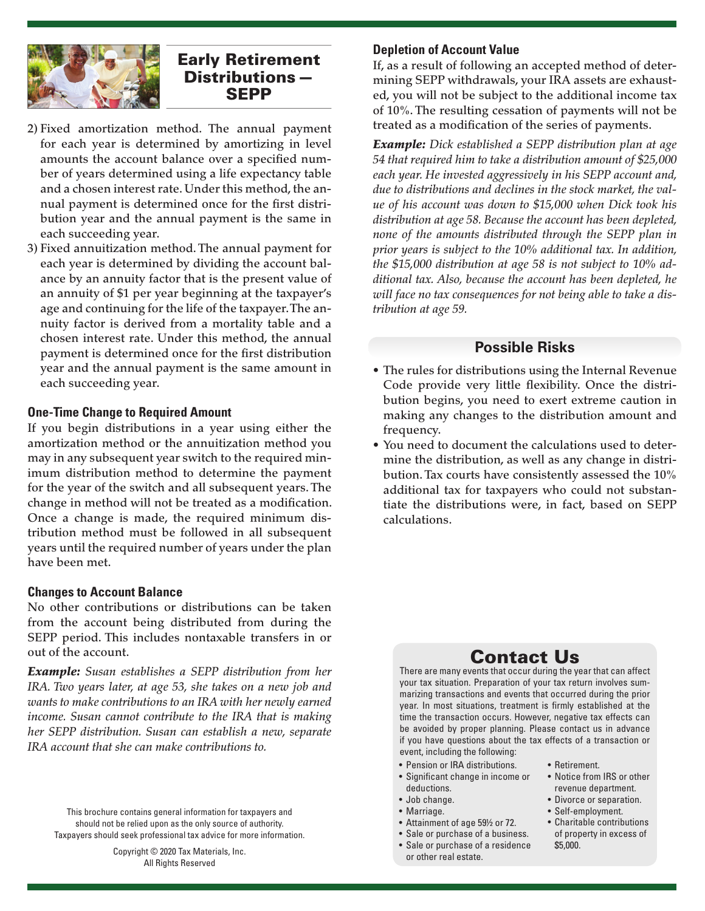# Early Retirement Distributions — SEPP

2) Fixed amortization method. The annual payment for each year is determined by amortizing in level amounts the account balance over a specified number of years determined using a life expectancy table and a chosen interest rate. Under this method, the annual payment is determined once for the first distribution year and the annual payment is the same in each succeeding year.
3) Fixed annuitization method. The annual payment for each year is determined by dividing the account balance by an annuity factor that is the present value of an annuity of $1 per year beginning at the taxpayer's age and continuing for the life of the taxpayer. The annuity factor is derived from a mortality table and a chosen interest rate. Under this method, the annual payment is determined once for the first distribution year and the annual payment is the same amount in each succeeding year.

### One-Time Change to Required Amount

If you begin distributions in a year using either the amortization method or the annuitization method you may in any subsequent year switch to the required minimum distribution method to determine the payment for the year of the switch and all subsequent years. The change in method will not be treated as a modification. Once a change is made, the required minimum distribution method must be followed in all subsequent years until the required number of years under the plan have been met.

### Changes to Account Balance

No other contributions or distributions can be taken from the account being distributed from during the SEPP period. This includes nontaxable transfers in or out of the account.

***Example:*** *Susan establishes a SEPP distribution from her IRA. Two years later, at age 53, she takes on a new job and wants to make contributions to an IRA with her newly earned income. Susan cannot contribute to the IRA that is making her SEPP distribution. Susan can establish a new, separate IRA account that she can make contributions to.*

### Depletion of Account Value

If, as a result of following an accepted method of determining SEPP withdrawals, your IRA assets are exhausted, you will not be subject to the additional income tax of 10%. The resulting cessation of payments will not be treated as a modification of the series of payments.

***Example:*** *Dick established a SEPP distribution plan at age 54 that required him to take a distribution amount of $25,000 each year. He invested aggressively in his SEPP account and, due to distributions and declines in the stock market, the value of his account was down to $15,000 when Dick took his distribution at age 58. Because the account has been depleted, none of the amounts distributed through the SEPP plan in prior years is subject to the 10% additional tax. In addition, the $15,000 distribution at age 58 is not subject to 10% additional tax. Also, because the account has been depleted, he will face no tax consequences for not being able to take a distribution at age 59.*

## Possible Risks

- The rules for distributions using the Internal Revenue Code provide very little flexibility. Once the distribution begins, you need to exert extreme caution in making any changes to the distribution amount and frequency.
- You need to document the calculations used to determine the distribution, as well as any change in distribution. Tax courts have consistently assessed the 10% additional tax for taxpayers who could not substantiate the distributions were, in fact, based on SEPP calculations.

## Contact Us

There are many events that occur during the year that can affect your tax situation. Preparation of your tax return involves summarizing transactions and events that occurred during the prior year. In most situations, treatment is firmly established at the time the transaction occurs. However, negative tax effects can be avoided by proper planning. Please contact us in advance if you have questions about the tax effects of a transaction or event, including the following:

- Pension or IRA distributions.
- Significant change in income or deductions.
- Job change.
- Marriage.
- Attainment of age 59½ or 72.
- Sale or purchase of a business.
- Sale or purchase of a residence or other real estate.
- Retirement.
- Notice from IRS or other revenue department.
- Divorce or separation.
- Self-employment.
- Charitable contributions of property in excess of $5,000.

This brochure contains general information for taxpayers and should not be relied upon as the only source of authority. Taxpayers should seek professional tax advice for more information.

Copyright © 2020 Tax Materials, Inc.
All Rights Reserved